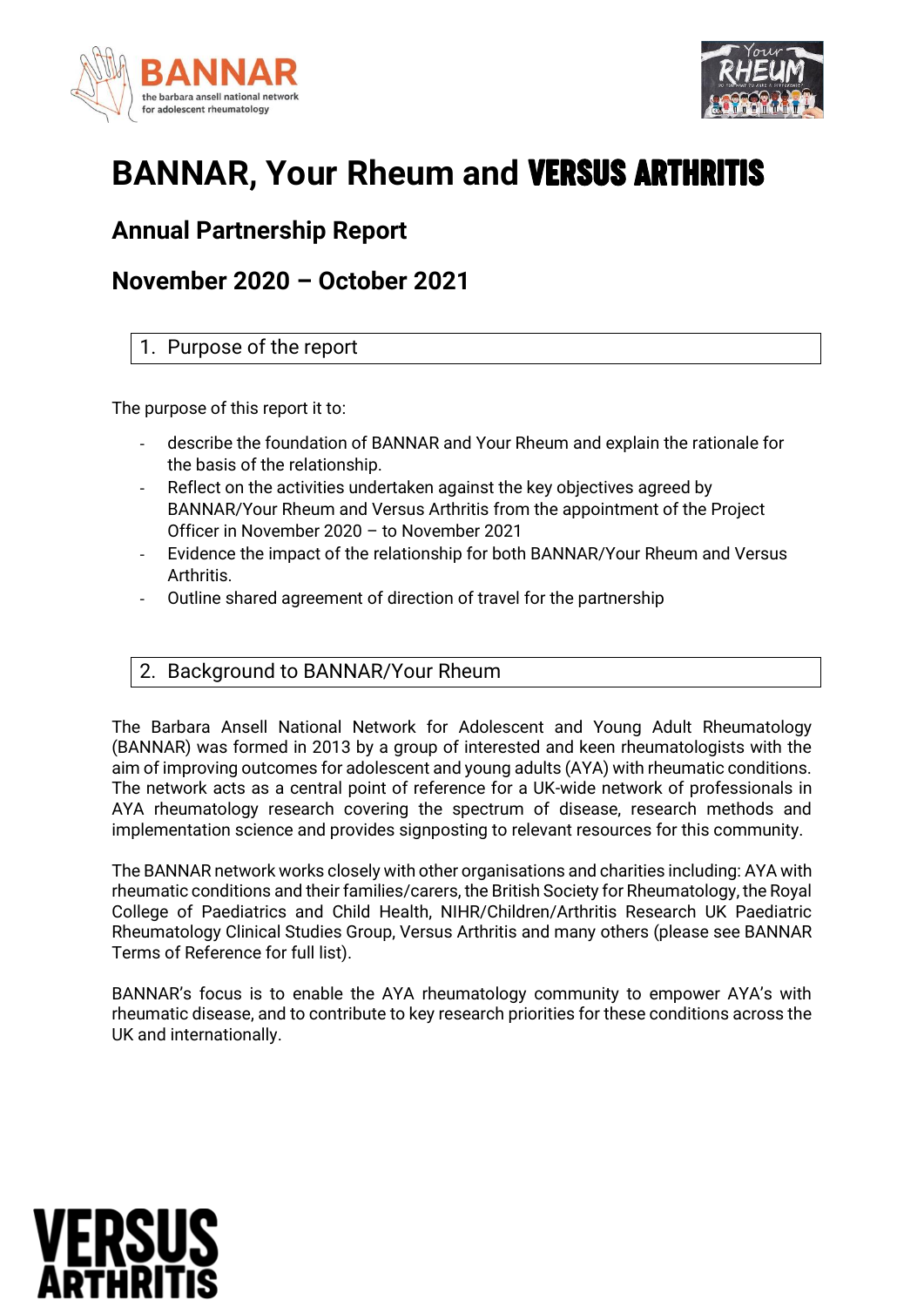# BANNAR, Your Rheum and VERSUS ARTHRITIS

## Annual Partnership Report

## November 2020 – October 2021

### 1. Purpose of the report

The purpose of this report it to:

- describe the foundation of BANNAR and Your Rheum and explain the rationale for the basis of the relationship.
- Reflect on the activities undertaken against the key objectives agreed by BANNAR/Your Rheum and Versus Arthritis from the appointment of the Project Officer in November 2020 – to November 2021
- Evidence the impact of the relationship for both BANNAR/Your Rheum and Versus Arthritis.
- Outline shared agreement of direction of travel for the partnership

### 2. Background to BANNAR/Your Rheum

The Barbara Ansell National Network for Adolescent and Young Adult Rheumatology (BANNAR) was formed in 2013 by a group of interested and keen rheumatologists with the aim of improving outcomes for adolescent and young adults (AYA) with rheumatic conditions. The network acts as a central point of reference for a UK-wide network of professionals in AYA rheumatology research covering the spectrum of disease, research methods and implementation science and provides signposting to relevant resources for this community.

The BANNAR network works closely with other organisations and charities including: AYA with rheumatic conditions and their families/carers, the British Society for Rheumatology, the Royal College of Paediatrics and Child Health, NIHR/Children/Arthritis Research UK Paediatric Rheumatology Clinical Studies Group, Versus Arthritis and many others (please see BANNAR Terms of Reference for full list).

BANNAR's focus is to enable the AYA rheumatology community to empower AYA's with rheumatic disease, and to contribute to key research priorities for these conditions across the UK and internationally.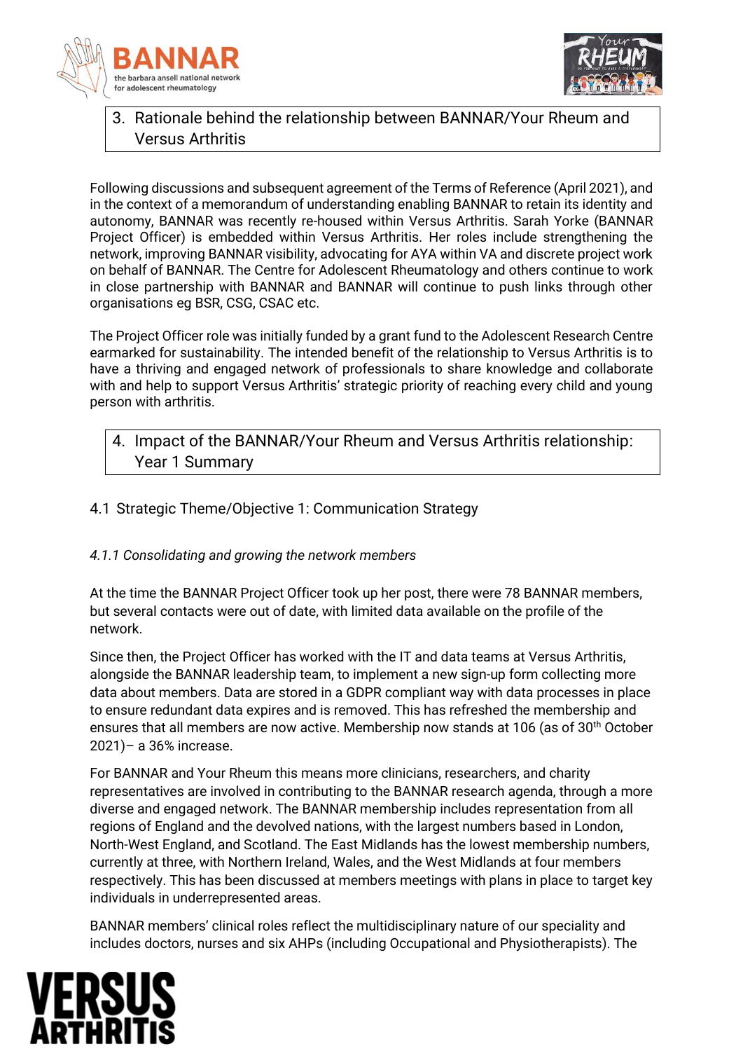## 3. Rationale behind the relationship between BANNAR/Your Rheum and Versus Arthritis

Following discussions and subsequent agreement of the Terms of Reference (April 2021), and in the context of a memorandum of understanding enabling BANNAR to retain its identity and autonomy, BANNAR was recently re-housed within Versus Arthritis. Sarah Yorke (BANNAR Project Officer) is embedded within Versus Arthritis. Her roles include strengthening the network, improving BANNAR visibility, advocating for AYA within VA and discrete project work on behalf of BANNAR. The Centre for Adolescent Rheumatology and others continue to work in close partnership with BANNAR and BANNAR will continue to push links through other organisations eg BSR, CSG, CSAC etc.

The Project Officer role was initially funded by a grant fund to the Adolescent Research Centre earmarked for sustainability. The intended benefit of the relationship to Versus Arthritis is to have a thriving and engaged network of professionals to share knowledge and collaborate with and help to support Versus Arthritis' strategic priority of reaching every child and young person with arthritis.

## 4. Impact of the BANNAR/Your Rheum and Versus Arthritis relationship: Year 1 Summary

### 4.1 Strategic Theme/Objective 1: Communication Strategy

#### *4.1.1 Consolidating and growing the network members*

At the time the BANNAR Project Officer took up her post, there were 78 BANNAR members, but several contacts were out of date, with limited data available on the profile of the network.

Since then, the Project Officer has worked with the IT and data teams at Versus Arthritis, alongside the BANNAR leadership team, to implement a new sign-up form collecting more data about members. Data are stored in a GDPR compliant way with data processes in place to ensure redundant data expires and is removed. This has refreshed the membership and ensures that all members are now active. Membership now stands at 106 (as of 30th October 2021)– a 36% increase.

For BANNAR and Your Rheum this means more clinicians, researchers, and charity representatives are involved in contributing to the BANNAR research agenda, through a more diverse and engaged network. The BANNAR membership includes representation from all regions of England and the devolved nations, with the largest numbers based in London, North-West England, and Scotland. The East Midlands has the lowest membership numbers, currently at three, with Northern Ireland, Wales, and the West Midlands at four members respectively. This has been discussed at members meetings with plans in place to target key individuals in underrepresented areas.

BANNAR members' clinical roles reflect the multidisciplinary nature of our speciality and includes doctors, nurses and six AHPs (including Occupational and Physiotherapists). The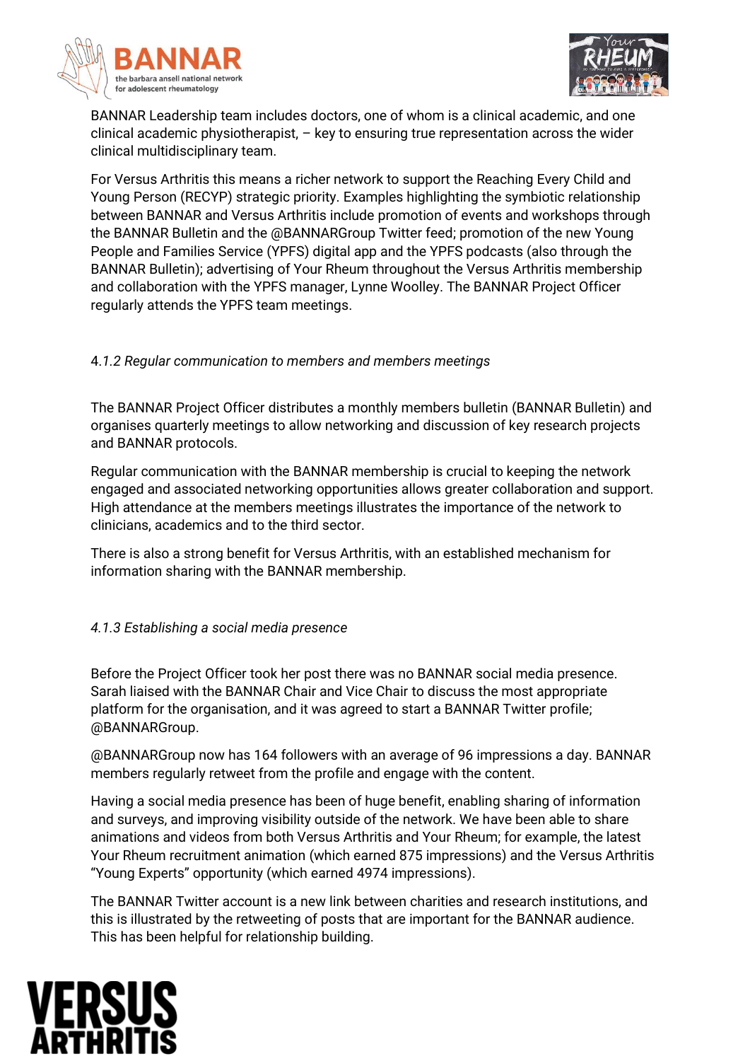BANNAR Leadership team includes doctors, one of whom is a clinical academic, and one clinical academic physiotherapist, – key to ensuring true representation across the wider clinical multidisciplinary team.

For Versus Arthritis this means a richer network to support the Reaching Every Child and Young Person (RECYP) strategic priority. Examples highlighting the symbiotic relationship between BANNAR and Versus Arthritis include promotion of events and workshops through the BANNAR Bulletin and the @BANNARGroup Twitter feed; promotion of the new Young People and Families Service (YPFS) digital app and the YPFS podcasts (also through the BANNAR Bulletin); advertising of Your Rheum throughout the Versus Arthritis membership and collaboration with the YPFS manager, Lynne Woolley. The BANNAR Project Officer regularly attends the YPFS team meetings.

#### 4.*1.2 Regular communication to members and members meetings*

The BANNAR Project Officer distributes a monthly members bulletin (BANNAR Bulletin) and organises quarterly meetings to allow networking and discussion of key research projects and BANNAR protocols.

Regular communication with the BANNAR membership is crucial to keeping the network engaged and associated networking opportunities allows greater collaboration and support. High attendance at the members meetings illustrates the importance of the network to clinicians, academics and to the third sector.

There is also a strong benefit for Versus Arthritis, with an established mechanism for information sharing with the BANNAR membership.

#### *4.1.3 Establishing a social media presence*

Before the Project Officer took her post there was no BANNAR social media presence. Sarah liaised with the BANNAR Chair and Vice Chair to discuss the most appropriate platform for the organisation, and it was agreed to start a BANNAR Twitter profile; @BANNARGroup.

@BANNARGroup now has 164 followers with an average of 96 impressions a day. BANNAR members regularly retweet from the profile and engage with the content.

Having a social media presence has been of huge benefit, enabling sharing of information and surveys, and improving visibility outside of the network. We have been able to share animations and videos from both Versus Arthritis and Your Rheum; for example, the latest Your Rheum recruitment animation (which earned 875 impressions) and the Versus Arthritis "Young Experts" opportunity (which earned 4974 impressions).

The BANNAR Twitter account is a new link between charities and research institutions, and this is illustrated by the retweeting of posts that are important for the BANNAR audience. This has been helpful for relationship building.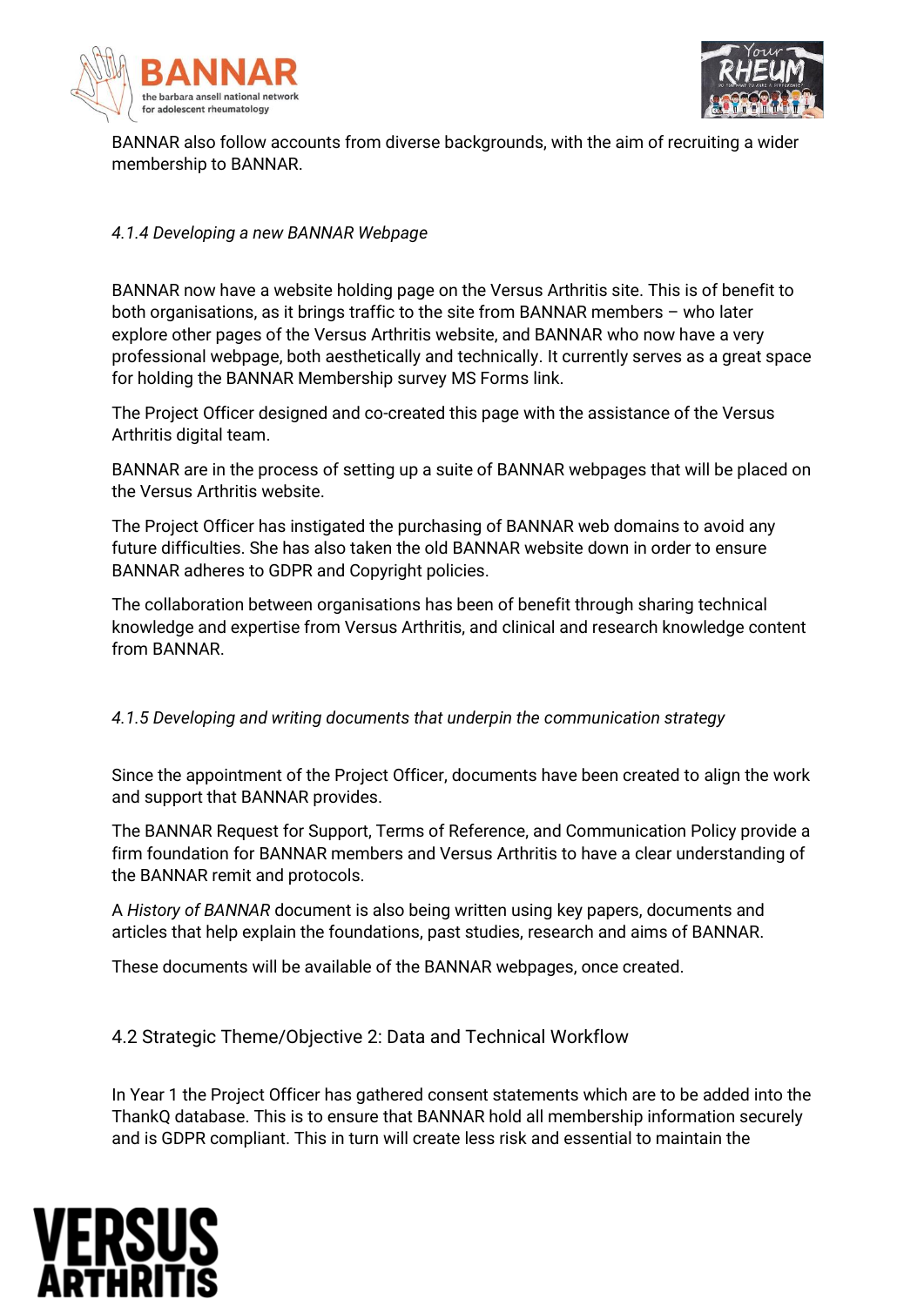BANNAR also follow accounts from diverse backgrounds, with the aim of recruiting a wider membership to BANNAR.

#### *4.1.4 Developing a new BANNAR Webpage*

BANNAR now have a website holding page on the Versus Arthritis site. This is of benefit to both organisations, as it brings traffic to the site from BANNAR members – who later explore other pages of the Versus Arthritis website, and BANNAR who now have a very professional webpage, both aesthetically and technically. It currently serves as a great space for holding the BANNAR Membership survey MS Forms link.

The Project Officer designed and co-created this page with the assistance of the Versus Arthritis digital team.

BANNAR are in the process of setting up a suite of BANNAR webpages that will be placed on the Versus Arthritis website.

The Project Officer has instigated the purchasing of BANNAR web domains to avoid any future difficulties. She has also taken the old BANNAR website down in order to ensure BANNAR adheres to GDPR and Copyright policies.

The collaboration between organisations has been of benefit through sharing technical knowledge and expertise from Versus Arthritis, and clinical and research knowledge content from BANNAR.

#### *4.1.5 Developing and writing documents that underpin the communication strategy*

Since the appointment of the Project Officer, documents have been created to align the work and support that BANNAR provides.

The BANNAR Request for Support, Terms of Reference, and Communication Policy provide a firm foundation for BANNAR members and Versus Arthritis to have a clear understanding of the BANNAR remit and protocols.

A *History of BANNAR* document is also being written using key papers, documents and articles that help explain the foundations, past studies, research and aims of BANNAR.

These documents will be available of the BANNAR webpages, once created.

### 4.2 Strategic Theme/Objective 2: Data and Technical Workflow

In Year 1 the Project Officer has gathered consent statements which are to be added into the ThankQ database. This is to ensure that BANNAR hold all membership information securely and is GDPR compliant. This in turn will create less risk and essential to maintain the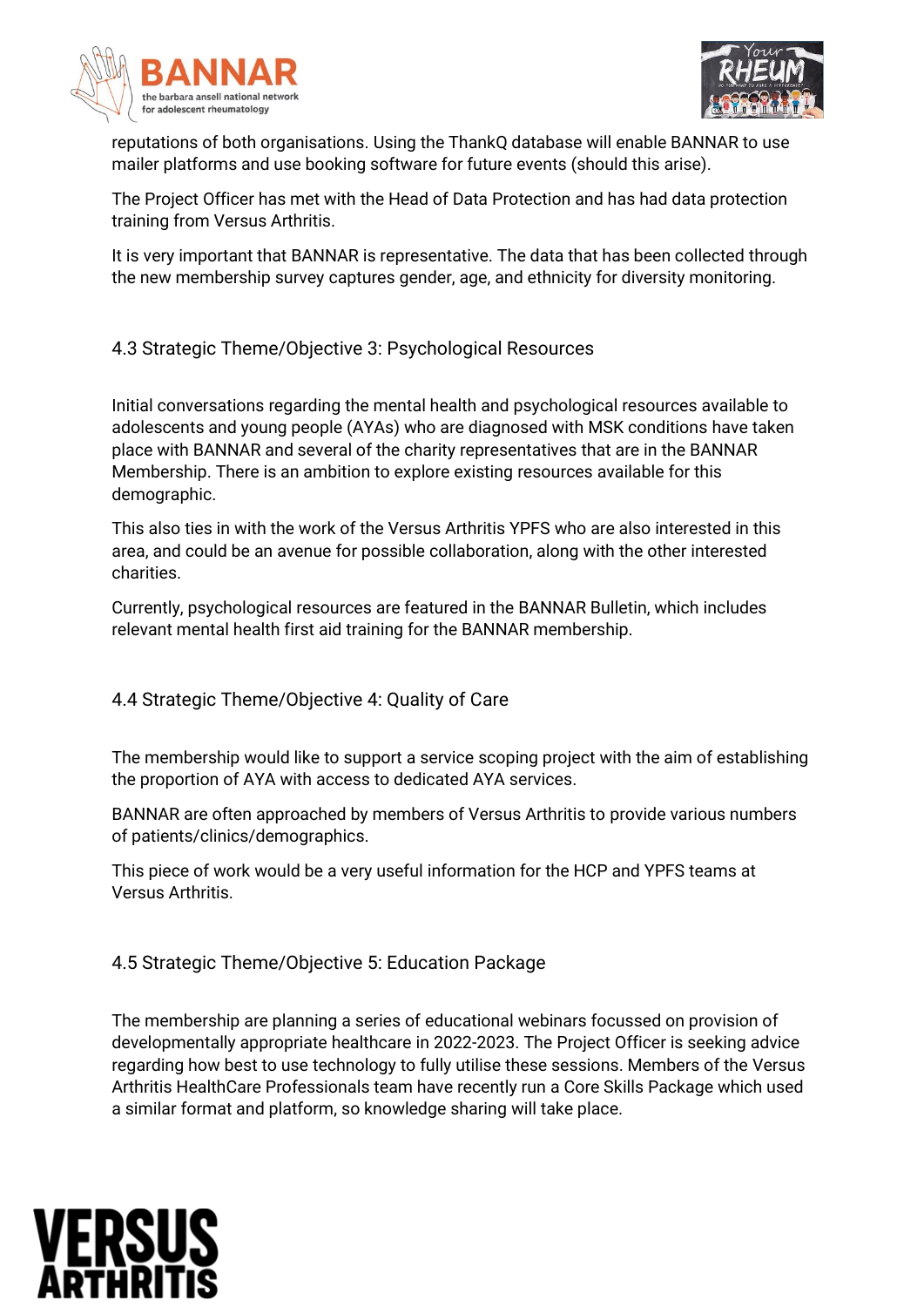reputations of both organisations. Using the ThankQ database will enable BANNAR to use mailer platforms and use booking software for future events (should this arise).

The Project Officer has met with the Head of Data Protection and has had data protection training from Versus Arthritis.

It is very important that BANNAR is representative. The data that has been collected through the new membership survey captures gender, age, and ethnicity for diversity monitoring.

### 4.3 Strategic Theme/Objective 3: Psychological Resources

Initial conversations regarding the mental health and psychological resources available to adolescents and young people (AYAs) who are diagnosed with MSK conditions have taken place with BANNAR and several of the charity representatives that are in the BANNAR Membership. There is an ambition to explore existing resources available for this demographic.

This also ties in with the work of the Versus Arthritis YPFS who are also interested in this area, and could be an avenue for possible collaboration, along with the other interested charities.

Currently, psychological resources are featured in the BANNAR Bulletin, which includes relevant mental health first aid training for the BANNAR membership.

### 4.4 Strategic Theme/Objective 4: Quality of Care

The membership would like to support a service scoping project with the aim of establishing the proportion of AYA with access to dedicated AYA services.

BANNAR are often approached by members of Versus Arthritis to provide various numbers of patients/clinics/demographics.

This piece of work would be a very useful information for the HCP and YPFS teams at Versus Arthritis.

### 4.5 Strategic Theme/Objective 5: Education Package

The membership are planning a series of educational webinars focussed on provision of developmentally appropriate healthcare in 2022-2023. The Project Officer is seeking advice regarding how best to use technology to fully utilise these sessions. Members of the Versus Arthritis HealthCare Professionals team have recently run a Core Skills Package which used a similar format and platform, so knowledge sharing will take place.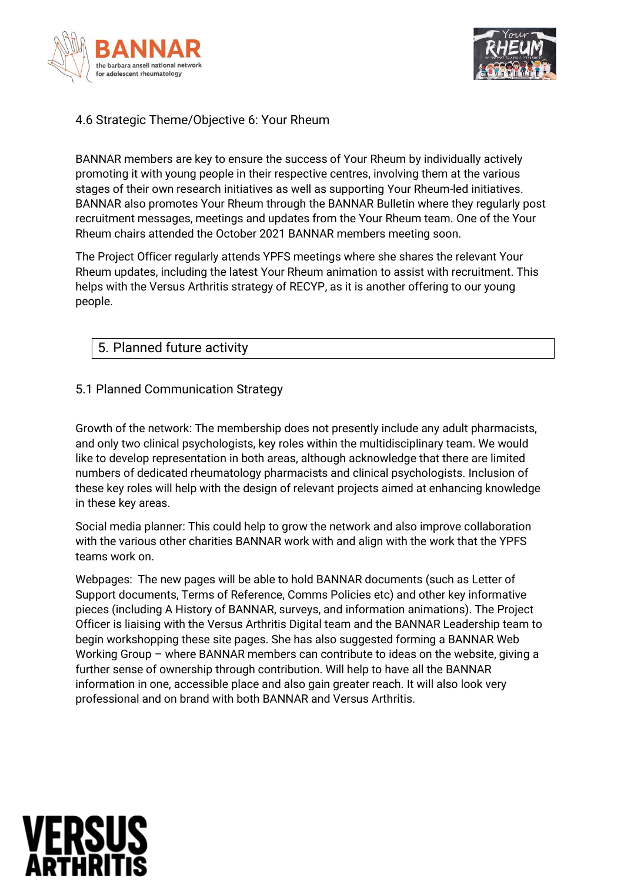### 4.6 Strategic Theme/Objective 6: Your Rheum

BANNAR members are key to ensure the success of Your Rheum by individually actively promoting it with young people in their respective centres, involving them at the various stages of their own research initiatives as well as supporting Your Rheum-led initiatives. BANNAR also promotes Your Rheum through the BANNAR Bulletin where they regularly post recruitment messages, meetings and updates from the Your Rheum team. One of the Your Rheum chairs attended the October 2021 BANNAR members meeting soon.

The Project Officer regularly attends YPFS meetings where she shares the relevant Your Rheum updates, including the latest Your Rheum animation to assist with recruitment. This helps with the Versus Arthritis strategy of RECYP, as it is another offering to our young people.

## 5. Planned future activity

### 5.1 Planned Communication Strategy

Growth of the network: The membership does not presently include any adult pharmacists, and only two clinical psychologists, key roles within the multidisciplinary team. We would like to develop representation in both areas, although acknowledge that there are limited numbers of dedicated rheumatology pharmacists and clinical psychologists. Inclusion of these key roles will help with the design of relevant projects aimed at enhancing knowledge in these key areas.

Social media planner: This could help to grow the network and also improve collaboration with the various other charities BANNAR work with and align with the work that the YPFS teams work on.

Webpages: The new pages will be able to hold BANNAR documents (such as Letter of Support documents, Terms of Reference, Comms Policies etc) and other key informative pieces (including A History of BANNAR, surveys, and information animations). The Project Officer is liaising with the Versus Arthritis Digital team and the BANNAR Leadership team to begin workshopping these site pages. She has also suggested forming a BANNAR Web Working Group – where BANNAR members can contribute to ideas on the website, giving a further sense of ownership through contribution. Will help to have all the BANNAR information in one, accessible place and also gain greater reach. It will also look very professional and on brand with both BANNAR and Versus Arthritis.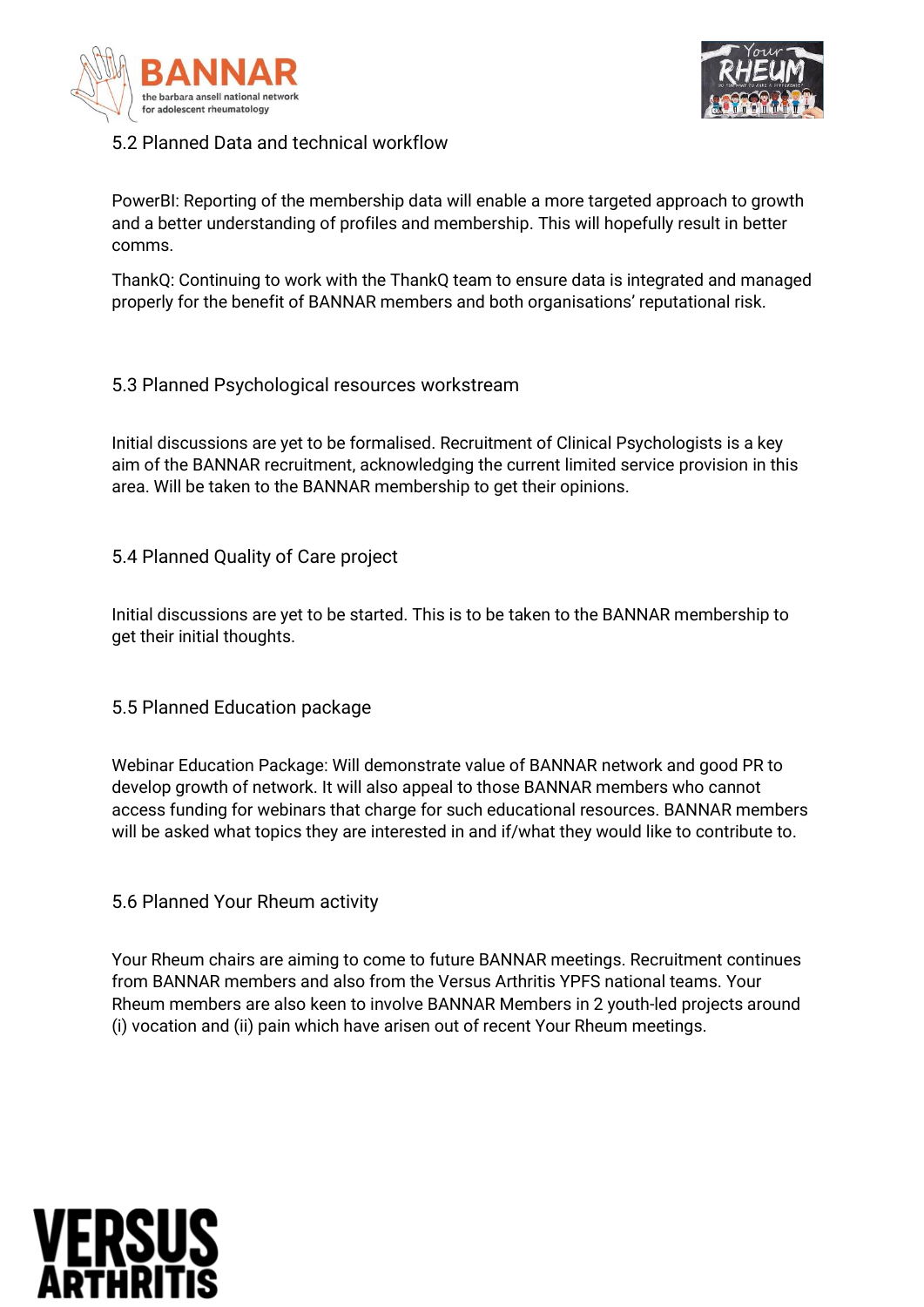## 5.2 Planned Data and technical workflow

PowerBI: Reporting of the membership data will enable a more targeted approach to growth and a better understanding of profiles and membership. This will hopefully result in better comms.

ThankQ: Continuing to work with the ThankQ team to ensure data is integrated and managed properly for the benefit of BANNAR members and both organisations' reputational risk.

## 5.3 Planned Psychological resources workstream

Initial discussions are yet to be formalised. Recruitment of Clinical Psychologists is a key aim of the BANNAR recruitment, acknowledging the current limited service provision in this area. Will be taken to the BANNAR membership to get their opinions.

## 5.4 Planned Quality of Care project

Initial discussions are yet to be started. This is to be taken to the BANNAR membership to get their initial thoughts.

## 5.5 Planned Education package

Webinar Education Package: Will demonstrate value of BANNAR network and good PR to develop growth of network. It will also appeal to those BANNAR members who cannot access funding for webinars that charge for such educational resources. BANNAR members will be asked what topics they are interested in and if/what they would like to contribute to.

## 5.6 Planned Your Rheum activity

Your Rheum chairs are aiming to come to future BANNAR meetings. Recruitment continues from BANNAR members and also from the Versus Arthritis YPFS national teams. Your Rheum members are also keen to involve BANNAR Members in 2 youth-led projects around (i) vocation and (ii) pain which have arisen out of recent Your Rheum meetings.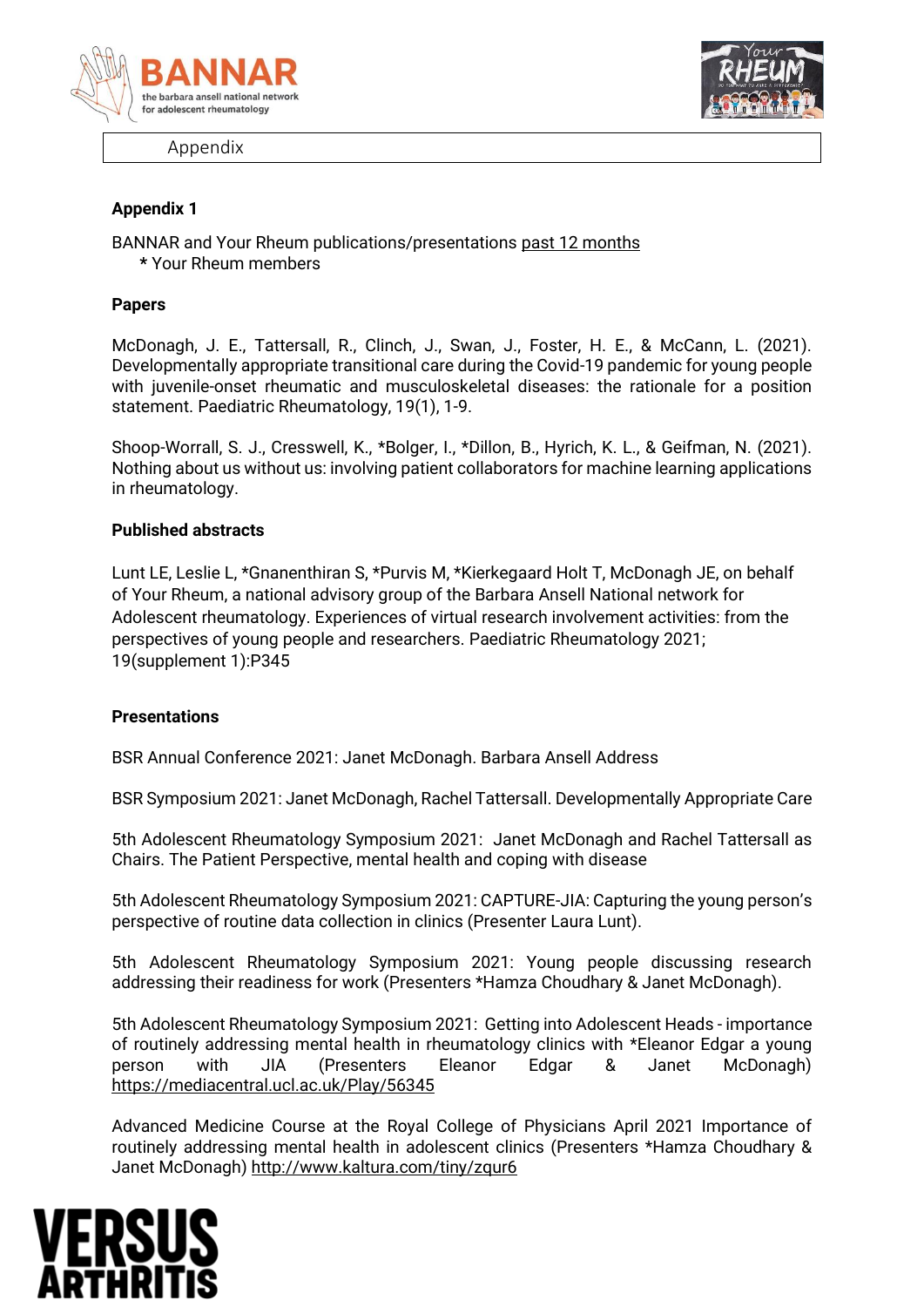Appendix

**Appendix 1**

BANNAR and Your Rheum publications/presentations past 12 months

\* Your Rheum members

**Papers**

McDonagh, J. E., Tattersall, R., Clinch, J., Swan, J., Foster, H. E., & McCann, L. (2021). Developmentally appropriate transitional care during the Covid-19 pandemic for young people with juvenile-onset rheumatic and musculoskeletal diseases: the rationale for a position statement. Paediatric Rheumatology, 19(1), 1-9.

Shoop-Worrall, S. J., Cresswell, K., *Bolger, I., *Dillon, B., Hyrich, K. L., & Geifman, N. (2021). Nothing about us without us: involving patient collaborators for machine learning applications in rheumatology.

**Published abstracts**

Lunt LE, Leslie L, *Gnanenthiran S, *Purvis M, *Kierkegaard Holt T, McDonagh JE, on behalf of Your Rheum, a national advisory group of the Barbara Ansell National network for Adolescent rheumatology. Experiences of virtual research involvement activities: from the perspectives of young people and researchers. Paediatric Rheumatology 2021; 19(supplement 1):P345

**Presentations**

BSR Annual Conference 2021: Janet McDonagh. Barbara Ansell Address

BSR Symposium 2021: Janet McDonagh, Rachel Tattersall. Developmentally Appropriate Care

5th Adolescent Rheumatology Symposium 2021: Janet McDonagh and Rachel Tattersall as Chairs. The Patient Perspective, mental health and coping with disease

5th Adolescent Rheumatology Symposium 2021: CAPTURE-JIA: Capturing the young person's perspective of routine data collection in clinics (Presenter Laura Lunt).

5th Adolescent Rheumatology Symposium 2021: Young people discussing research addressing their readiness for work (Presenters *Hamza Choudhary & Janet McDonagh).

5th Adolescent Rheumatology Symposium 2021: Getting into Adolescent Heads - importance of routinely addressing mental health in rheumatology clinics with *Eleanor Edgar a young person with JIA (Presenters Eleanor Edgar & Janet McDonagh) https://mediacentral.ucl.ac.uk/Play/56345

Advanced Medicine Course at the Royal College of Physicians April 2021 Importance of routinely addressing mental health in adolescent clinics (Presenters *Hamza Choudhary & Janet McDonagh) http://www.kaltura.com/tiny/zqur6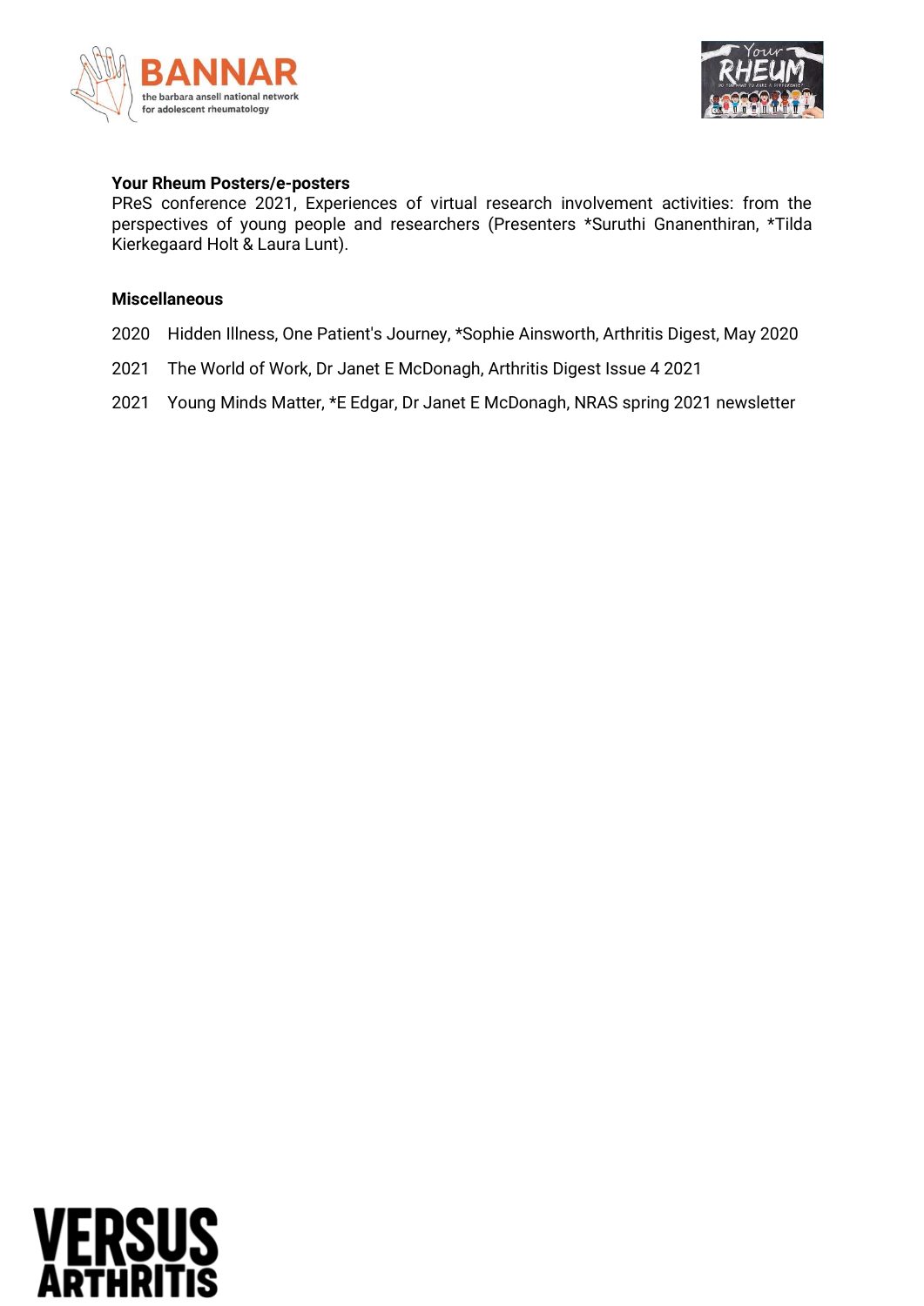**Your Rheum Posters/e-posters**

PReS conference 2021, Experiences of virtual research involvement activities: from the perspectives of young people and researchers (Presenters *Suruthi Gnanenthiran, *Tilda Kierkegaard Holt & Laura Lunt).

**Miscellaneous**

2020 Hidden Illness, One Patient's Journey, *Sophie Ainsworth, Arthritis Digest, May 2020

2021 The World of Work, Dr Janet E McDonagh, Arthritis Digest Issue 4 2021

2021 Young Minds Matter, *E Edgar, Dr Janet E McDonagh, NRAS spring 2021 newsletter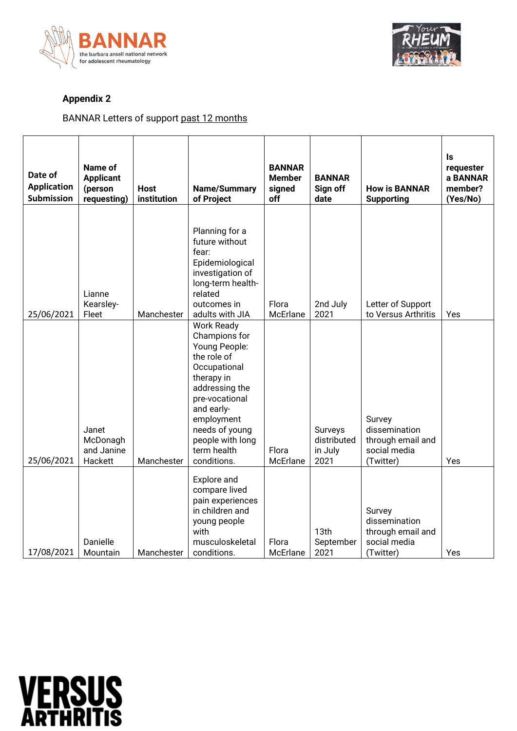**Appendix 2**

BANNAR Letters of support past 12 months

| Date of Application Submission | Name of Applicant (person requesting) | Host institution | Name/Summary of Project | BANNAR Member signed off | BANNAR Sign off date | How is BANNAR Supporting | Is requester a BANNAR member? (Yes/No) |
|---|---|---|---|---|---|---|---|
| 25/06/2021 | Lianne Kearsley-Fleet | Manchester | Planning for a future without fear: Epidemiological investigation of long-term health-related outcomes in adults with JIA | Flora McErlane | 2nd July 2021 | Letter of Support to Versus Arthritis | Yes |
| 25/06/2021 | Janet McDonagh and Janine Hackett | Manchester | Work Ready Champions for Young People: the role of Occupational therapy in addressing the pre-vocational and early-employment needs of young people with long term health conditions. | Flora McErlane | Surveys distributed in July 2021 | Survey dissemination through email and social media (Twitter) | Yes |
| 17/08/2021 | Danielle Mountain | Manchester | Explore and compare lived pain experiences in children and young people with musculoskeletal conditions. | Flora McErlane | 13th September 2021 | Survey dissemination through email and social media (Twitter) | Yes |